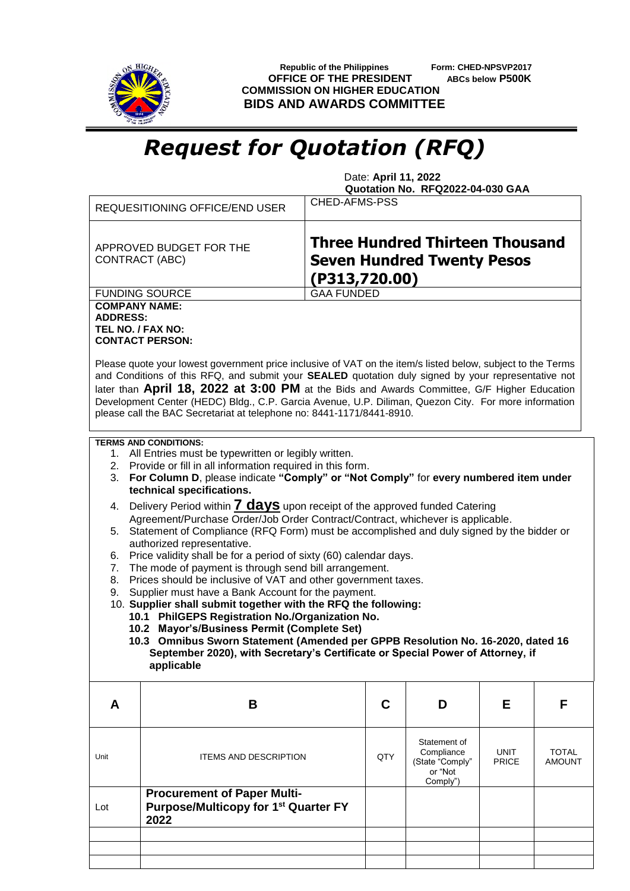Republic of the Philippines
OFFICE OF THE PRESIDENT
COMMISSION ON HIGHER EDUCATION
**BIDS AND AWARDS COMMITTEE**

Form: CHED-NPSVP2017
ABCs below **P500K**

# *Request for Quotation (RFQ)*

Date: **April 11, 2022**
**Quotation No. RFQ2022-04-030 GAA**

| REQUESITIONING OFFICE/END USER | CHED-AFMS-PSS |
|---|---|
| APPROVED BUDGET FOR THE CONTRACT (ABC) | **Three Hundred Thirteen Thousand Seven Hundred Twenty Pesos (P313,720.00)** |
| FUNDING SOURCE | GAA FUNDED |

**COMPANY NAME:**
**ADDRESS:**
**TEL NO. / FAX NO:**
**CONTACT PERSON:**

Please quote your lowest government price inclusive of VAT on the item/s listed below, subject to the Terms and Conditions of this RFQ, and submit your **SEALED** quotation duly signed by your representative not later than **April 18, 2022 at 3:00 PM** at the Bids and Awards Committee, G/F Higher Education Development Center (HEDC) Bldg., C.P. Garcia Avenue, U.P. Diliman, Quezon City. For more information please call the BAC Secretariat at telephone no: 8441-1171/8441-8910.

**TERMS AND CONDITIONS:**

1. All Entries must be typewritten or legibly written.
2. Provide or fill in all information required in this form.
3. **For Column D**, please indicate **"Comply" or "Not Comply"** for **every numbered item under technical specifications.**
4. Delivery Period within **7 days** upon receipt of the approved funded Catering Agreement/Purchase Order/Job Order Contract/Contract, whichever is applicable.
5. Statement of Compliance (RFQ Form) must be accomplished and duly signed by the bidder or authorized representative.
6. Price validity shall be for a period of sixty (60) calendar days.
7. The mode of payment is through send bill arrangement.
8. Prices should be inclusive of VAT and other government taxes.
9. Supplier must have a Bank Account for the payment.
10. **Supplier shall submit together with the RFQ the following:**
    **10.1 PhilGEPS Registration No./Organization No.**
    **10.2 Mayor's/Business Permit (Complete Set)**
    **10.3 Omnibus Sworn Statement (Amended per GPPB Resolution No. 16-2020, dated 16 September 2020), with Secretary's Certificate or Special Power of Attorney, if applicable**

| A | B | C | D | E | F |
|---|---|---|---|---|---|
| Unit | ITEMS AND DESCRIPTION | QTY | Statement of Compliance (State "Comply" or "Not Comply") | UNIT PRICE | TOTAL AMOUNT |
| Lot | **Procurement of Paper Multi-Purpose/Multicopy for 1st Quarter FY 2022** | | | | |
| | | | | | |
| | | | | | |
| | | | | | |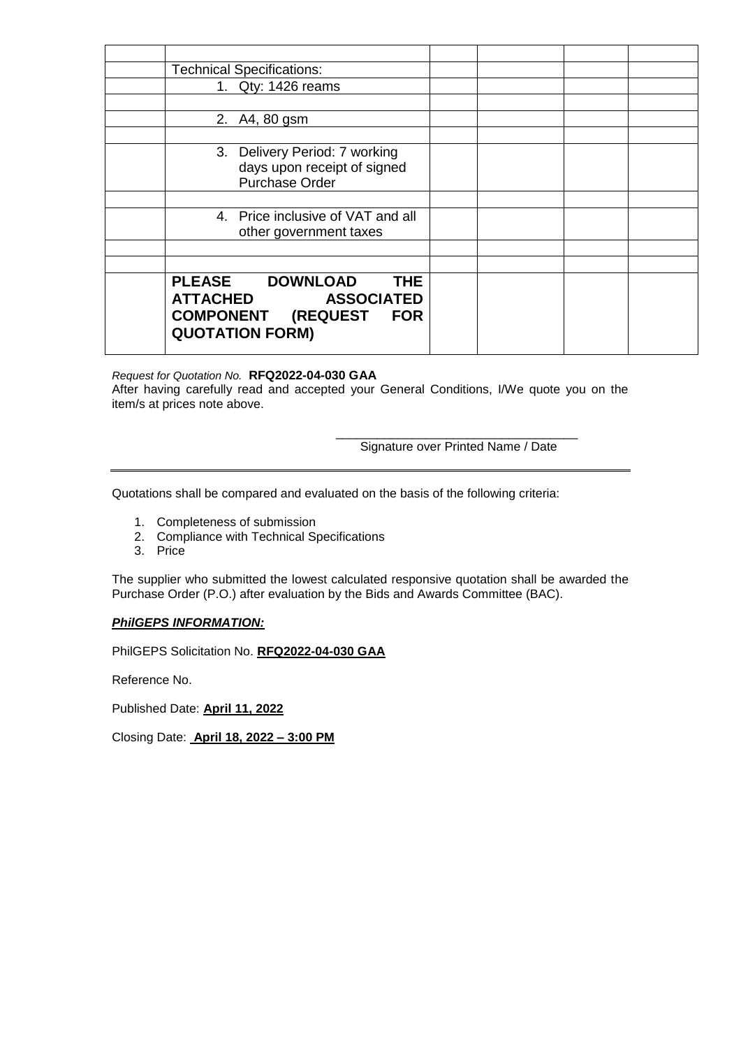| | | | | | |
|---|---|---|---|---|---|
| | | | | | |
| | Technical Specifications: | | | | |
| | 1. Qty: 1426 reams | | | | |
| | | | | | |
| | 2. A4, 80 gsm | | | | |
| | | | | | |
| | 3. Delivery Period: 7 working days upon receipt of signed Purchase Order | | | | |
| | | | | | |
| | 4. Price inclusive of VAT and all other government taxes | | | | |
| | | | | | |
| | | | | | |
| | **PLEASE DOWNLOAD THE ATTACHED ASSOCIATED COMPONENT (REQUEST FOR QUOTATION FORM)** | | | | |

*Request for Quotation No.* **RFQ2022-04-030 GAA**

After having carefully read and accepted your General Conditions, I/We quote you on the item/s at prices note above.

\_\_\_\_\_\_\_\_\_\_\_\_\_\_\_\_\_\_\_\_\_\_\_\_\_\_\_\_\_\_\_\_\_\_\_\_

Signature over Printed Name / Date

---

Quotations shall be compared and evaluated on the basis of the following criteria:

1. Completeness of submission
2. Compliance with Technical Specifications
3. Price

The supplier who submitted the lowest calculated responsive quotation shall be awarded the Purchase Order (P.O.) after evaluation by the Bids and Awards Committee (BAC).

***PhilGEPS INFORMATION:***

PhilGEPS Solicitation No. **RFQ2022-04-030 GAA**

Reference No.

Published Date: **April 11, 2022**

Closing Date: **April 18, 2022 – 3:00 PM**